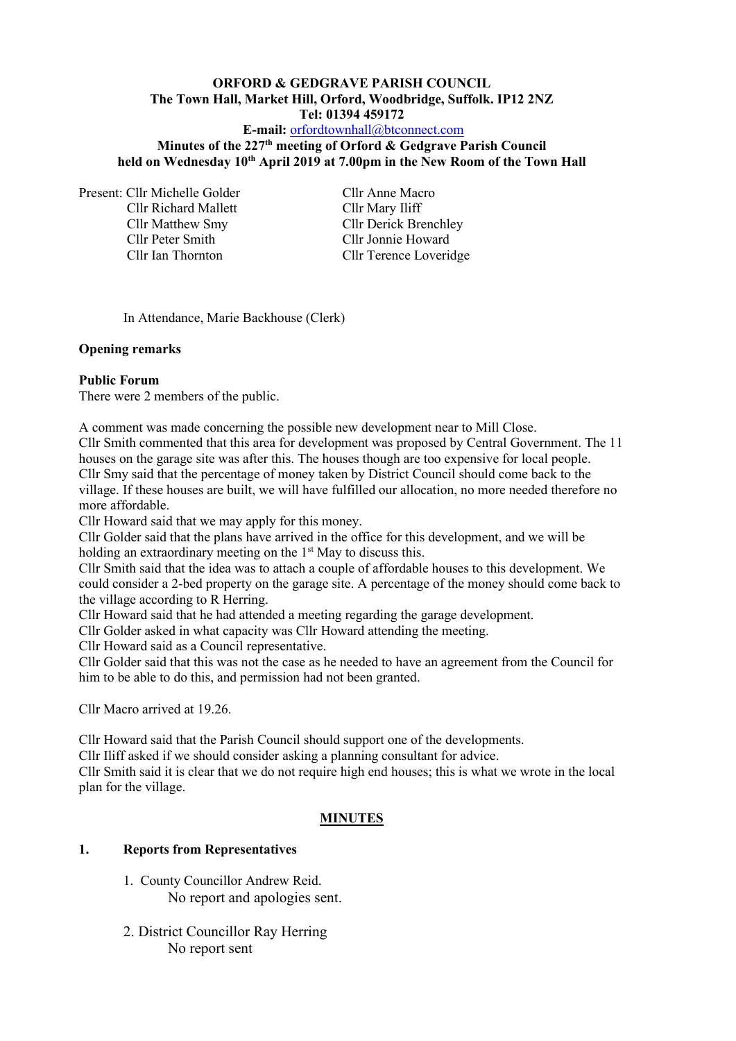**ORFORD & GEDGRAVE PARISH COUNCIL**
**The Town Hall, Market Hill, Orford, Woodbridge, Suffolk. IP12 2NZ**
**Tel: 01394 459172**
**E-mail:** orfordtownhall@btconnect.com
**Minutes of the 227th meeting of Orford & Gedgrave Parish Council held on Wednesday 10th April 2019 at 7.00pm in the New Room of the Town Hall**

Present:
Cllr Michelle Golder
Cllr Richard Mallett
Cllr Matthew Smy
Cllr Peter Smith
Cllr Ian Thornton
Cllr Anne Macro
Cllr Mary Iliff
Cllr Derick Brenchley
Cllr Jonnie Howard
Cllr Terence Loveridge

In Attendance, Marie Backhouse (Clerk)

**Opening remarks**

**Public Forum**
There were 2 members of the public.

A comment was made concerning the possible new development near to Mill Close.
Cllr Smith commented that this area for development was proposed by Central Government. The 11 houses on the garage site was after this. The houses though are too expensive for local people.
Cllr Smy said that the percentage of money taken by District Council should come back to the village. If these houses are built, we will have fulfilled our allocation, no more needed therefore no more affordable.
Cllr Howard said that we may apply for this money.
Cllr Golder said that the plans have arrived in the office for this development, and we will be holding an extraordinary meeting on the 1st May to discuss this.
Cllr Smith said that the idea was to attach a couple of affordable houses to this development. We could consider a 2-bed property on the garage site. A percentage of the money should come back to the village according to R Herring.
Cllr Howard said that he had attended a meeting regarding the garage development.
Cllr Golder asked in what capacity was Cllr Howard attending the meeting.
Cllr Howard said as a Council representative.
Cllr Golder said that this was not the case as he needed to have an agreement from the Council for him to be able to do this, and permission had not been granted.

Cllr Macro arrived at 19.26.

Cllr Howard said that the Parish Council should support one of the developments.
Cllr Iliff asked if we should consider asking a planning consultant for advice.
Cllr Smith said it is clear that we do not require high end houses; this is what we wrote in the local plan for the village.

## MINUTES

**1. Reports from Representatives**

1. County Councillor Andrew Reid.
   No report and apologies sent.

2. District Councillor Ray Herring
   No report sent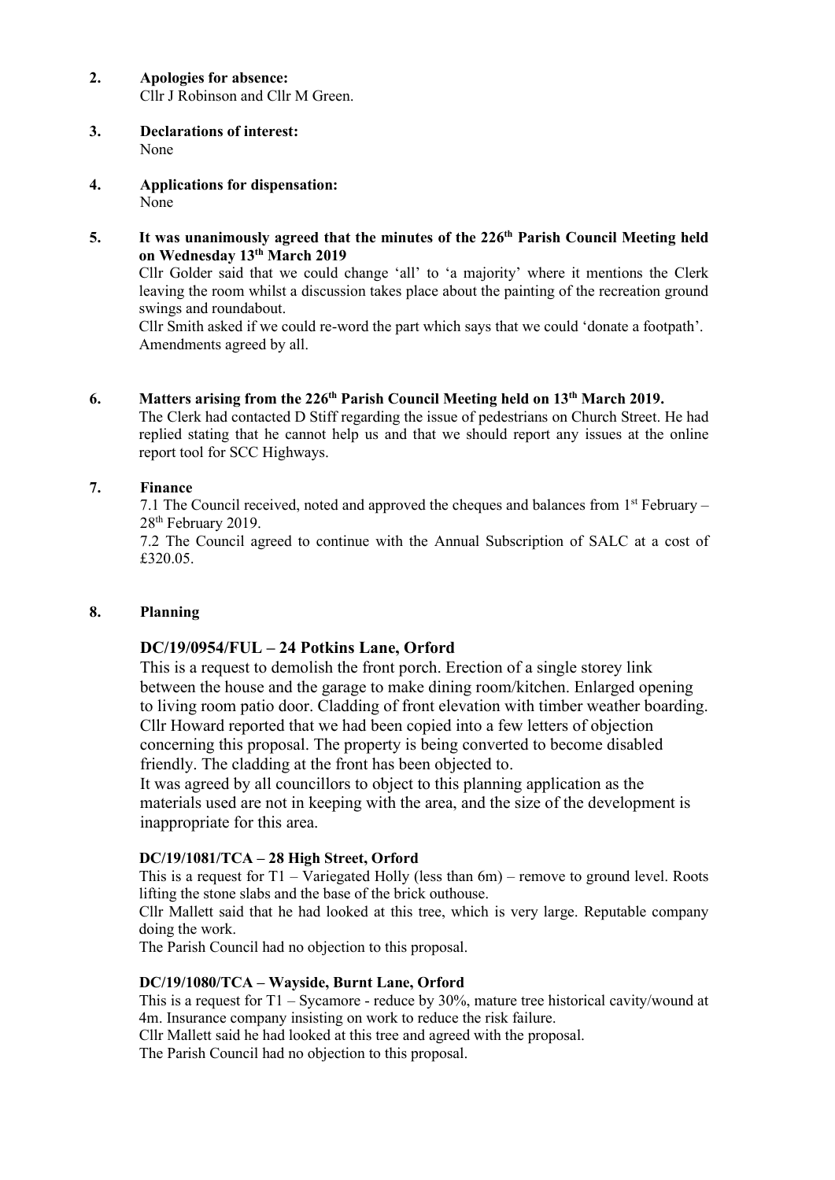**2. Apologies for absence:**
Cllr J Robinson and Cllr M Green.

**3. Declarations of interest:**
None

**4. Applications for dispensation:**
None

**5. It was unanimously agreed that the minutes of the 226th Parish Council Meeting held on Wednesday 13th March 2019**

Cllr Golder said that we could change 'all' to 'a majority' where it mentions the Clerk leaving the room whilst a discussion takes place about the painting of the recreation ground swings and roundabout.

Cllr Smith asked if we could re-word the part which says that we could 'donate a footpath'. Amendments agreed by all.

**6. Matters arising from the 226th Parish Council Meeting held on 13th March 2019.**

The Clerk had contacted D Stiff regarding the issue of pedestrians on Church Street. He had replied stating that he cannot help us and that we should report any issues at the online report tool for SCC Highways.

**7. Finance**

7.1 The Council received, noted and approved the cheques and balances from 1st February – 28th February 2019.

7.2 The Council agreed to continue with the Annual Subscription of SALC at a cost of £320.05.

**8. Planning**

**DC/19/0954/FUL – 24 Potkins Lane, Orford**

This is a request to demolish the front porch. Erection of a single storey link between the house and the garage to make dining room/kitchen. Enlarged opening to living room patio door. Cladding of front elevation with timber weather boarding. Cllr Howard reported that we had been copied into a few letters of objection concerning this proposal. The property is being converted to become disabled friendly. The cladding at the front has been objected to.

It was agreed by all councillors to object to this planning application as the materials used are not in keeping with the area, and the size of the development is inappropriate for this area.

**DC/19/1081/TCA – 28 High Street, Orford**

This is a request for T1 – Variegated Holly (less than 6m) – remove to ground level. Roots lifting the stone slabs and the base of the brick outhouse.

Cllr Mallett said that he had looked at this tree, which is very large. Reputable company doing the work.

The Parish Council had no objection to this proposal.

**DC/19/1080/TCA – Wayside, Burnt Lane, Orford**

This is a request for T1 – Sycamore - reduce by 30%, mature tree historical cavity/wound at 4m. Insurance company insisting on work to reduce the risk failure.

Cllr Mallett said he had looked at this tree and agreed with the proposal.

The Parish Council had no objection to this proposal.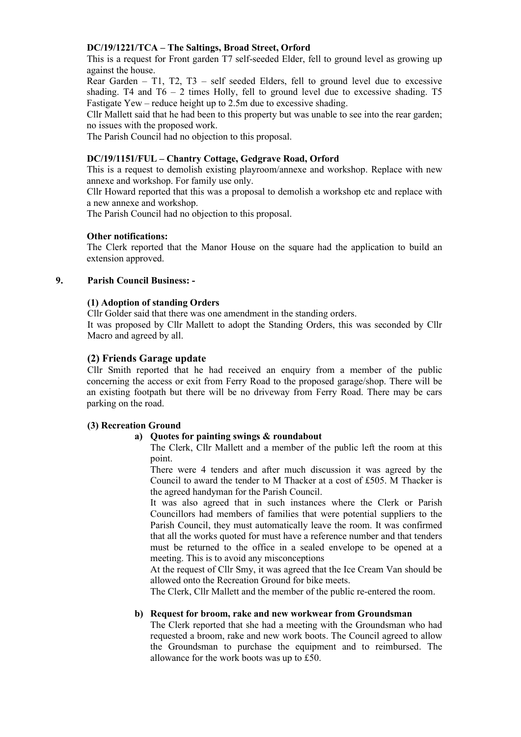**DC/19/1221/TCA – The Saltings, Broad Street, Orford**

This is a request for Front garden T7 self-seeded Elder, fell to ground level as growing up against the house.

Rear Garden – T1, T2, T3 – self seeded Elders, fell to ground level due to excessive shading. T4 and T6 – 2 times Holly, fell to ground level due to excessive shading. T5 Fastigate Yew – reduce height up to 2.5m due to excessive shading.

Cllr Mallett said that he had been to this property but was unable to see into the rear garden; no issues with the proposed work.

The Parish Council had no objection to this proposal.

**DC/19/1151/FUL – Chantry Cottage, Gedgrave Road, Orford**

This is a request to demolish existing playroom/annexe and workshop. Replace with new annexe and workshop. For family use only.

Cllr Howard reported that this was a proposal to demolish a workshop etc and replace with a new annexe and workshop.

The Parish Council had no objection to this proposal.

**Other notifications:**

The Clerk reported that the Manor House on the square had the application to build an extension approved.

## 9. Parish Council Business: -

**(1) Adoption of standing Orders**

Cllr Golder said that there was one amendment in the standing orders.

It was proposed by Cllr Mallett to adopt the Standing Orders, this was seconded by Cllr Macro and agreed by all.

### (2) Friends Garage update

Cllr Smith reported that he had received an enquiry from a member of the public concerning the access or exit from Ferry Road to the proposed garage/shop. There will be an existing footpath but there will be no driveway from Ferry Road. There may be cars parking on the road.

**(3) Recreation Ground**

**a) Quotes for painting swings & roundabout**

The Clerk, Cllr Mallett and a member of the public left the room at this point.

There were 4 tenders and after much discussion it was agreed by the Council to award the tender to M Thacker at a cost of £505. M Thacker is the agreed handyman for the Parish Council.

It was also agreed that in such instances where the Clerk or Parish Councillors had members of families that were potential suppliers to the Parish Council, they must automatically leave the room. It was confirmed that all the works quoted for must have a reference number and that tenders must be returned to the office in a sealed envelope to be opened at a meeting. This is to avoid any misconceptions

At the request of Cllr Smy, it was agreed that the Ice Cream Van should be allowed onto the Recreation Ground for bike meets.

The Clerk, Cllr Mallett and the member of the public re-entered the room.

**b) Request for broom, rake and new workwear from Groundsman**

The Clerk reported that she had a meeting with the Groundsman who had requested a broom, rake and new work boots. The Council agreed to allow the Groundsman to purchase the equipment and to reimbursed. The allowance for the work boots was up to £50.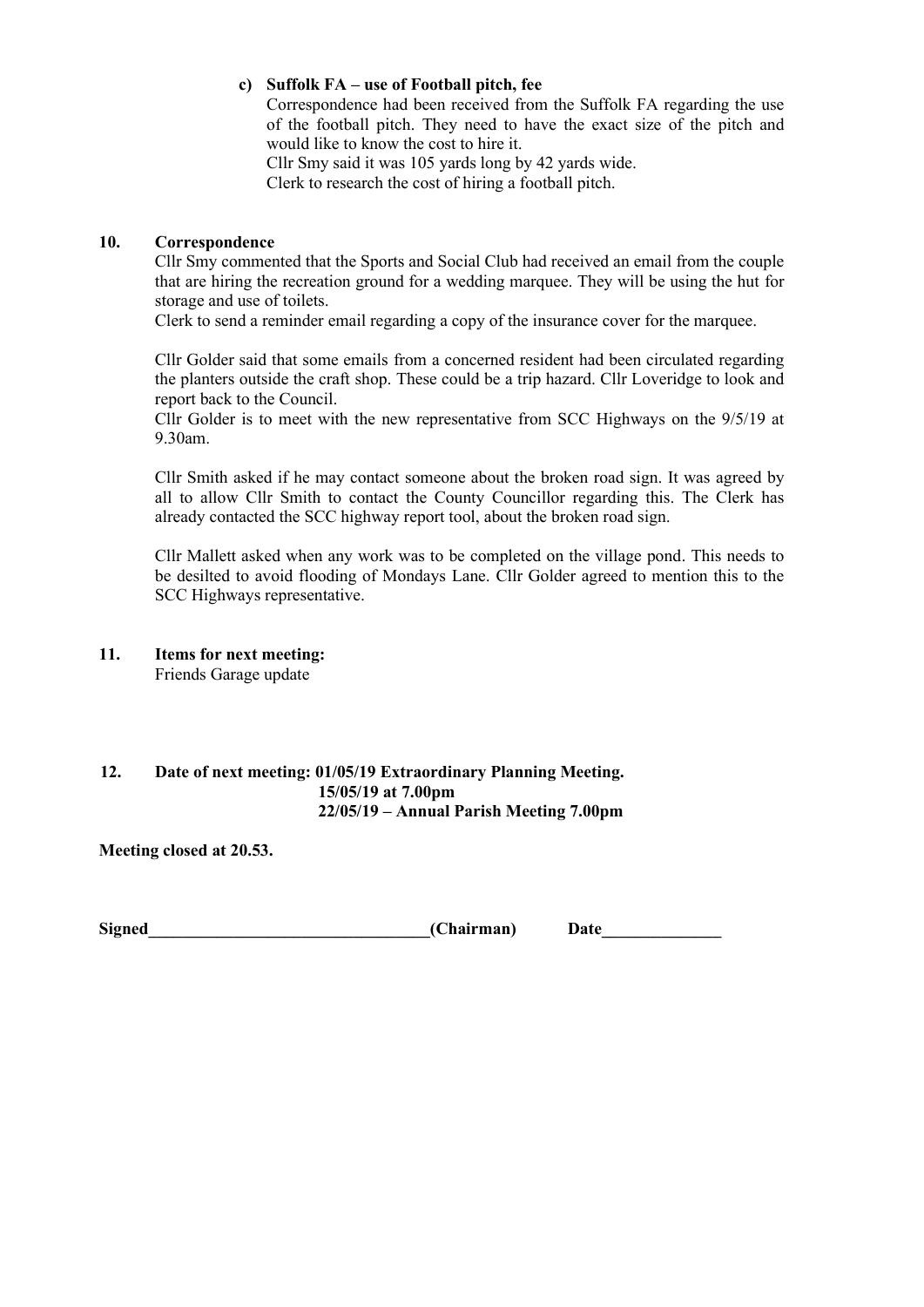**c) Suffolk FA – use of Football pitch, fee**

Correspondence had been received from the Suffolk FA regarding the use of the football pitch. They need to have the exact size of the pitch and would like to know the cost to hire it.

Cllr Smy said it was 105 yards long by 42 yards wide.

Clerk to research the cost of hiring a football pitch.

**10. Correspondence**

Cllr Smy commented that the Sports and Social Club had received an email from the couple that are hiring the recreation ground for a wedding marquee. They will be using the hut for storage and use of toilets.

Clerk to send a reminder email regarding a copy of the insurance cover for the marquee.

Cllr Golder said that some emails from a concerned resident had been circulated regarding the planters outside the craft shop. These could be a trip hazard. Cllr Loveridge to look and report back to the Council.

Cllr Golder is to meet with the new representative from SCC Highways on the 9/5/19 at 9.30am.

Cllr Smith asked if he may contact someone about the broken road sign. It was agreed by all to allow Cllr Smith to contact the County Councillor regarding this. The Clerk has already contacted the SCC highway report tool, about the broken road sign.

Cllr Mallett asked when any work was to be completed on the village pond. This needs to be desilted to avoid flooding of Mondays Lane. Cllr Golder agreed to mention this to the SCC Highways representative.

**11. Items for next meeting:**

Friends Garage update

**12. Date of next meeting: 01/05/19 Extraordinary Planning Meeting.**
**15/05/19 at 7.00pm**
**22/05/19 – Annual Parish Meeting 7.00pm**

**Meeting closed at 20.53.**

**Signed\_\_\_\_\_\_\_\_\_\_\_\_\_\_\_\_\_\_\_\_\_\_\_\_\_\_\_\_\_\_\_\_(Chairman) Date\_\_\_\_\_\_\_\_\_\_\_\_\_\_**